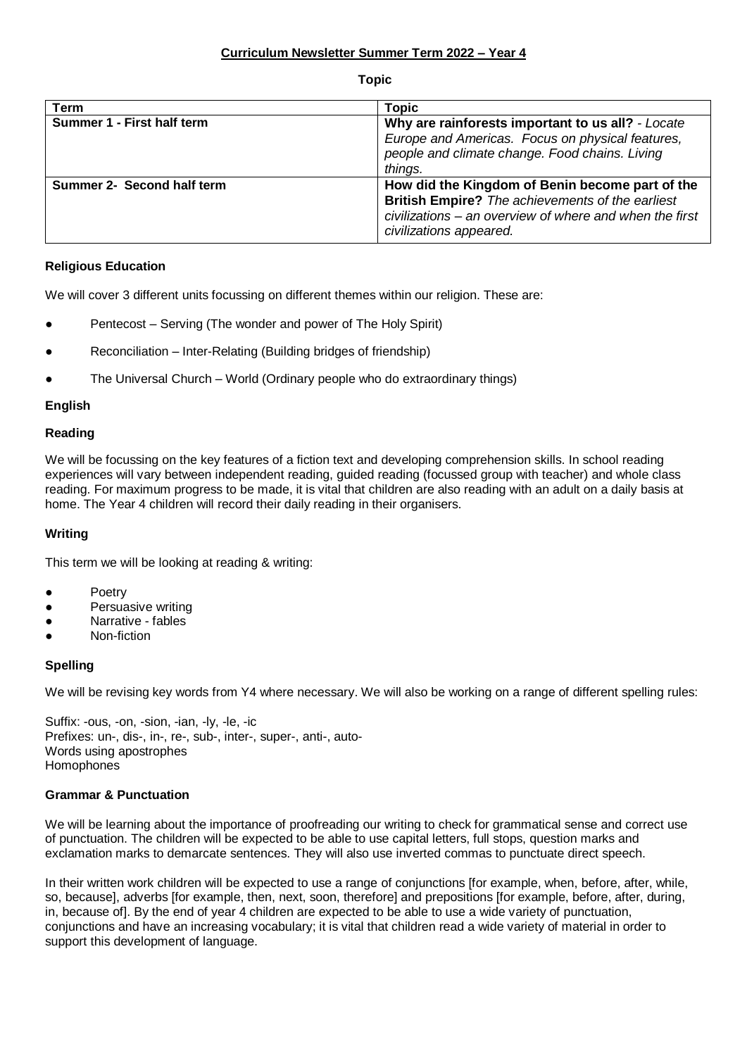# Curriculum Newsletter Summer Term 2022 – Year 4

**Topic**

| Term | Topic |
|---|---|
| **Summer 1 - First half term** | **Why are rainforests important to us all?** *- Locate Europe and Americas. Focus on physical features, people and climate change. Food chains. Living things.* |
| **Summer 2- Second half term** | **How did the Kingdom of Benin become part of the British Empire?** *The achievements of the earliest civilizations – an overview of where and when the first civilizations appeared.* |

## Religious Education

We will cover 3 different units focussing on different themes within our religion. These are:

- Pentecost – Serving (The wonder and power of The Holy Spirit)
- Reconciliation – Inter-Relating (Building bridges of friendship)
- The Universal Church – World (Ordinary people who do extraordinary things)

## English

### Reading

We will be focussing on the key features of a fiction text and developing comprehension skills. In school reading experiences will vary between independent reading, guided reading (focussed group with teacher) and whole class reading. For maximum progress to be made, it is vital that children are also reading with an adult on a daily basis at home. The Year 4 children will record their daily reading in their organisers.

### Writing

This term we will be looking at reading & writing:

- Poetry
- Persuasive writing
- Narrative - fables
- Non-fiction

### Spelling

We will be revising key words from Y4 where necessary. We will also be working on a range of different spelling rules:

Suffix: -ous, -on, -sion, -ian, -ly, -le, -ic
Prefixes: un-, dis-, in-, re-, sub-, inter-, super-, anti-, auto-
Words using apostrophes
Homophones

### Grammar & Punctuation

We will be learning about the importance of proofreading our writing to check for grammatical sense and correct use of punctuation. The children will be expected to be able to use capital letters, full stops, question marks and exclamation marks to demarcate sentences. They will also use inverted commas to punctuate direct speech.

In their written work children will be expected to use a range of conjunctions [for example, when, before, after, while, so, because], adverbs [for example, then, next, soon, therefore] and prepositions [for example, before, after, during, in, because of]. By the end of year 4 children are expected to be able to use a wide variety of punctuation, conjunctions and have an increasing vocabulary; it is vital that children read a wide variety of material in order to support this development of language.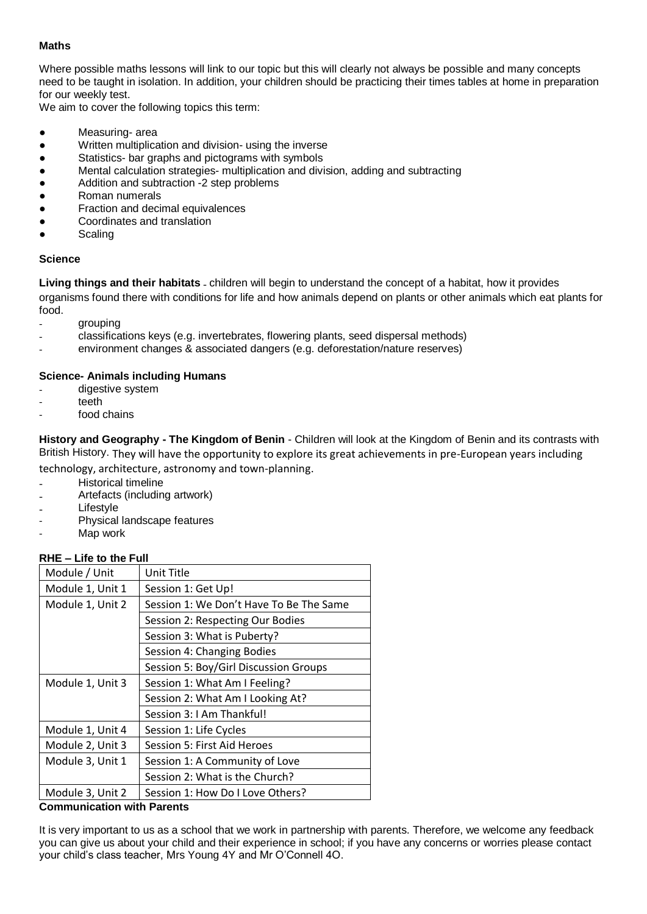**Maths**

Where possible maths lessons will link to our topic but this will clearly not always be possible and many concepts need to be taught in isolation. In addition, your children should be practicing their times tables at home in preparation for our weekly test.

We aim to cover the following topics this term:

- Measuring- area
- Written multiplication and division- using the inverse
- Statistics- bar graphs and pictograms with symbols
- Mental calculation strategies- multiplication and division, adding and subtracting
- Addition and subtraction -2 step problems
- Roman numerals
- Fraction and decimal equivalences
- Coordinates and translation
- Scaling

**Science**

**Living things and their habitats** - children will begin to understand the concept of a habitat, how it provides organisms found there with conditions for life and how animals depend on plants or other animals which eat plants for food.

- grouping
- classifications keys (e.g. invertebrates, flowering plants, seed dispersal methods)
- environment changes & associated dangers (e.g. deforestation/nature reserves)

**Science- Animals including Humans**

- digestive system
- teeth
- food chains

**History and Geography - The Kingdom of Benin** - Children will look at the Kingdom of Benin and its contrasts with British History. They will have the opportunity to explore its great achievements in pre-European years including technology, architecture, astronomy and town-planning.

- Historical timeline
- Artefacts (including artwork)
- Lifestyle
- Physical landscape features
- Map work

**RHE – Life to the Full**

| Module / Unit | Unit Title |
|---|---|
| Module 1, Unit 1 | Session 1: Get Up! |
| Module 1, Unit 2 | Session 1: We Don't Have To Be The Same |
| | Session 2: Respecting Our Bodies |
| | Session 3: What is Puberty? |
| | Session 4: Changing Bodies |
| | Session 5: Boy/Girl Discussion Groups |
| Module 1, Unit 3 | Session 1: What Am I Feeling? |
| | Session 2: What Am I Looking At? |
| | Session 3: I Am Thankful! |
| Module 1, Unit 4 | Session 1: Life Cycles |
| Module 2, Unit 3 | Session 5: First Aid Heroes |
| Module 3, Unit 1 | Session 1: A Community of Love |
| | Session 2: What is the Church? |
| Module 3, Unit 2 | Session 1: How Do I Love Others? |

**Communication with Parents**

It is very important to us as a school that we work in partnership with parents. Therefore, we welcome any feedback you can give us about your child and their experience in school; if you have any concerns or worries please contact your child's class teacher, Mrs Young 4Y and Mr O'Connell 4O.